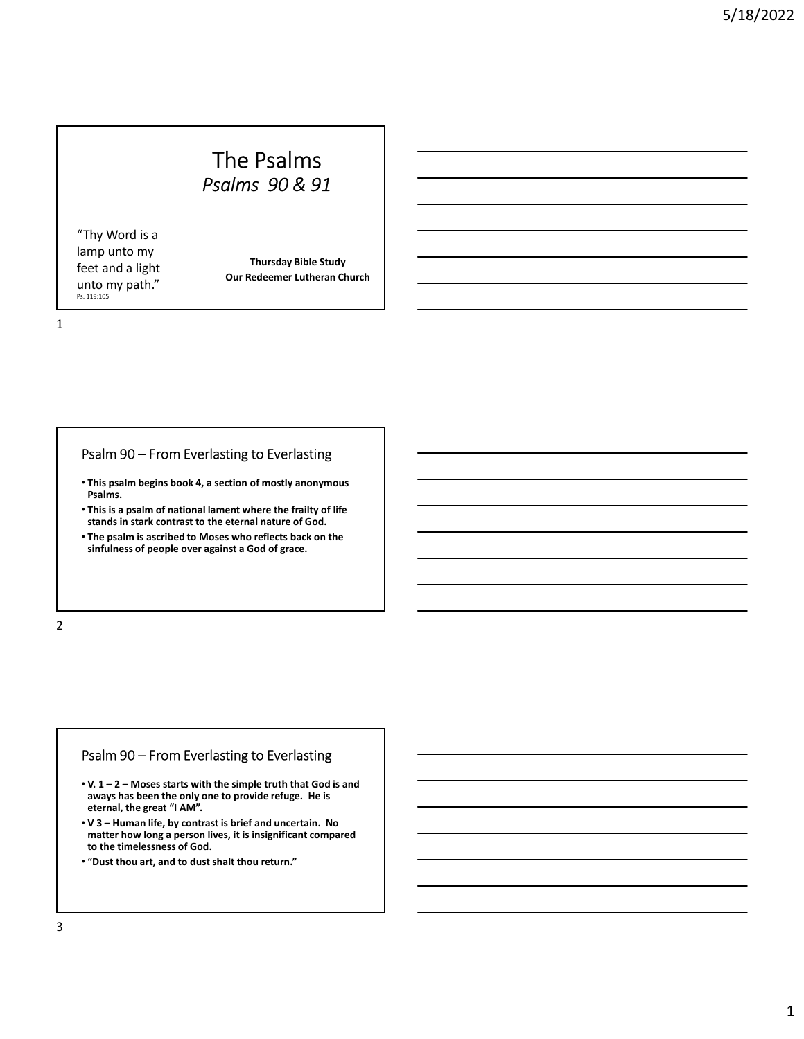# The Psalms

*Psalms 90 & 91*

"Thy Word is a lamp unto my feet and a light unto my path."
Ps. 119:105

**Thursday Bible Study**
**Our Redeemer Lutheran Church**

## Psalm 90 – From Everlasting to Everlasting

- **This psalm begins book 4, a section of mostly anonymous Psalms.**
- **This is a psalm of national lament where the frailty of life stands in stark contrast to the eternal nature of God.**
- **The psalm is ascribed to Moses who reflects back on the sinfulness of people over against a God of grace.**

## Psalm 90 – From Everlasting to Everlasting

- **V. 1 – 2 – Moses starts with the simple truth that God is and aways has been the only one to provide refuge. He is eternal, the great "I AM".**
- **V 3 – Human life, by contrast is brief and uncertain. No matter how long a person lives, it is insignificant compared to the timelessness of God.**
- **"Dust thou art, and to dust shalt thou return."**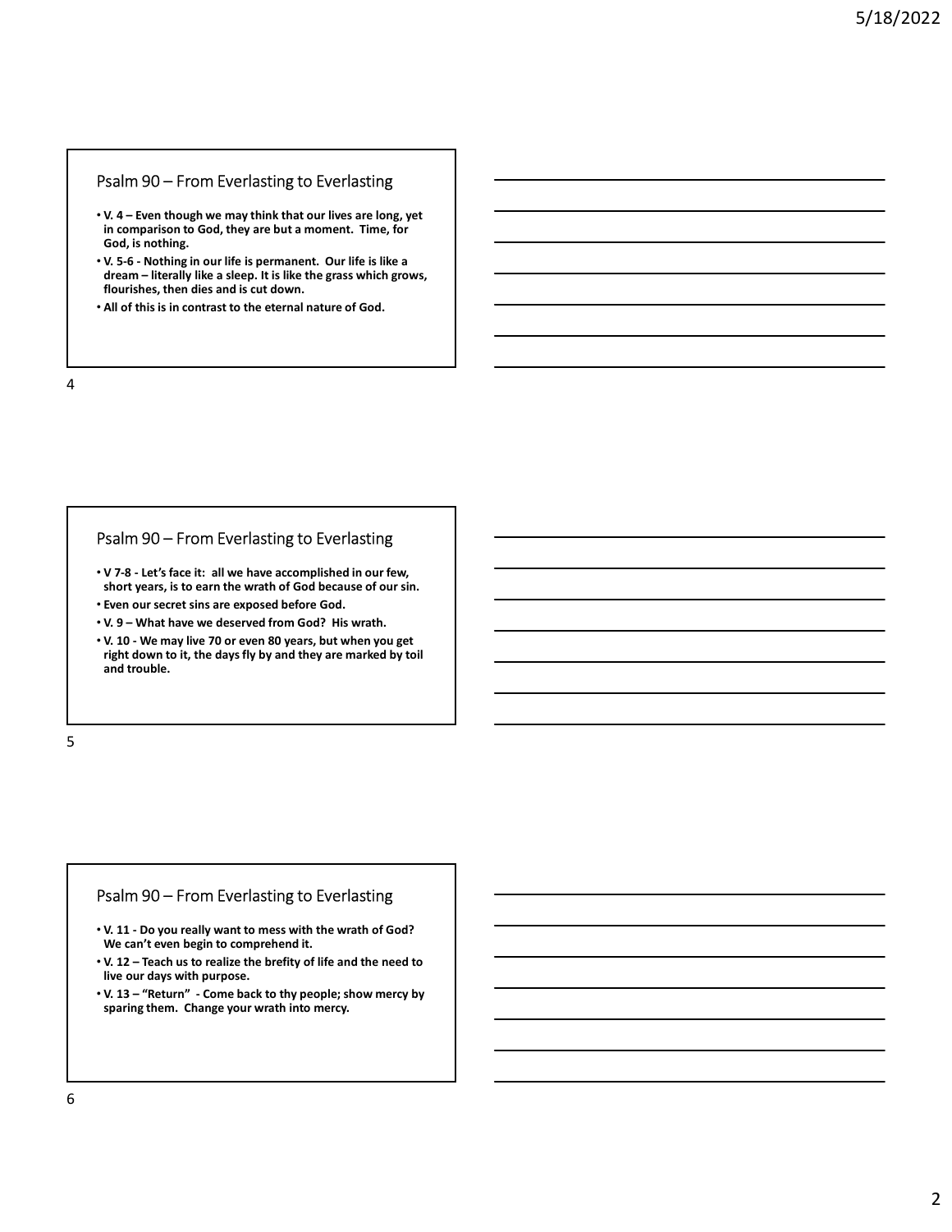## Psalm 90 – From Everlasting to Everlasting

- **V. 4 – Even though we may think that our lives are long, yet in comparison to God, they are but a moment. Time, for God, is nothing.**
- **V. 5-6 - Nothing in our life is permanent. Our life is like a dream – literally like a sleep. It is like the grass which grows, flourishes, then dies and is cut down.**
- **All of this is in contrast to the eternal nature of God.**

## Psalm 90 – From Everlasting to Everlasting

- **V 7-8 - Let's face it: all we have accomplished in our few, short years, is to earn the wrath of God because of our sin.**
- **Even our secret sins are exposed before God.**
- **V. 9 – What have we deserved from God? His wrath.**
- **V. 10 - We may live 70 or even 80 years, but when you get right down to it, the days fly by and they are marked by toil and trouble.**

## Psalm 90 – From Everlasting to Everlasting

- **V. 11 - Do you really want to mess with the wrath of God? We can't even begin to comprehend it.**
- **V. 12 – Teach us to realize the brefity of life and the need to live our days with purpose.**
- **V. 13 – "Return" - Come back to thy people; show mercy by sparing them. Change your wrath into mercy.**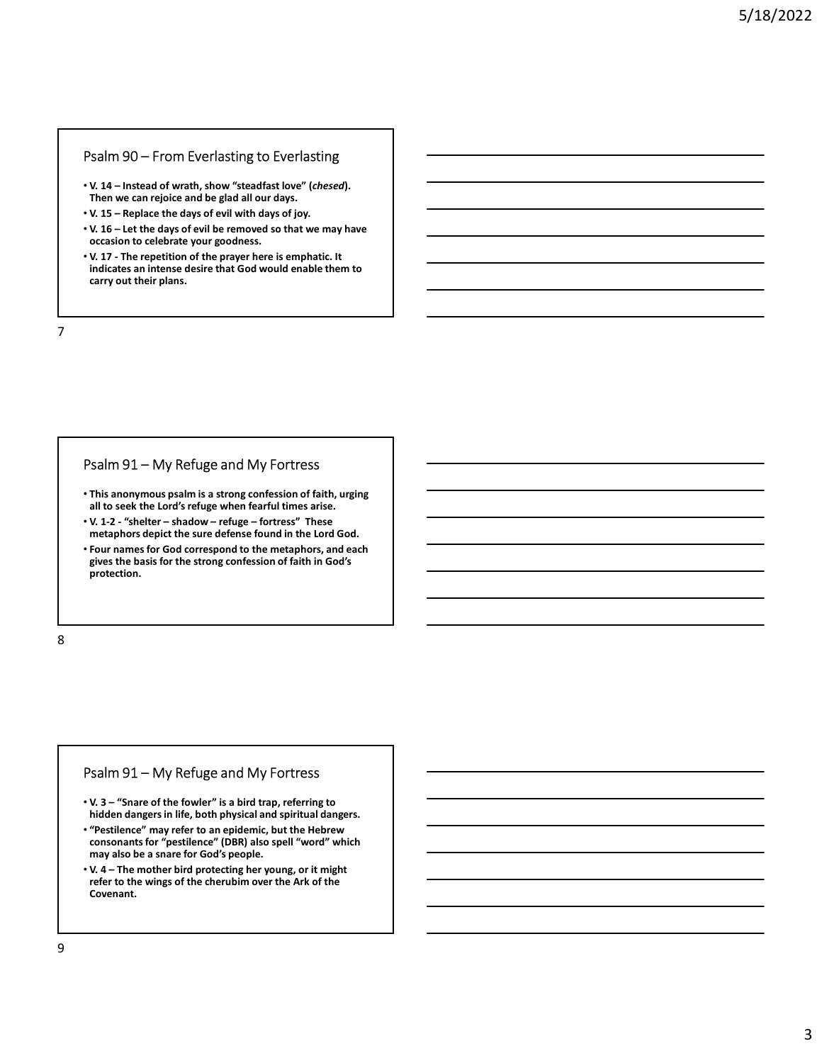## Psalm 90 – From Everlasting to Everlasting

- **V. 14 – Instead of wrath, show "steadfast love" (*chesed*). Then we can rejoice and be glad all our days.**
- **V. 15 – Replace the days of evil with days of joy.**
- **V. 16 – Let the days of evil be removed so that we may have occasion to celebrate your goodness.**
- **V. 17 - The repetition of the prayer here is emphatic. It indicates an intense desire that God would enable them to carry out their plans.**

## Psalm 91 – My Refuge and My Fortress

- **This anonymous psalm is a strong confession of faith, urging all to seek the Lord's refuge when fearful times arise.**
- **V. 1-2 - "shelter – shadow – refuge – fortress" These metaphors depict the sure defense found in the Lord God.**
- **Four names for God correspond to the metaphors, and each gives the basis for the strong confession of faith in God's protection.**

## Psalm 91 – My Refuge and My Fortress

- **V. 3 – "Snare of the fowler" is a bird trap, referring to hidden dangers in life, both physical and spiritual dangers.**
- **"Pestilence" may refer to an epidemic, but the Hebrew consonants for "pestilence" (DBR) also spell "word" which may also be a snare for God's people.**
- **V. 4 – The mother bird protecting her young, or it might refer to the wings of the cherubim over the Ark of the Covenant.**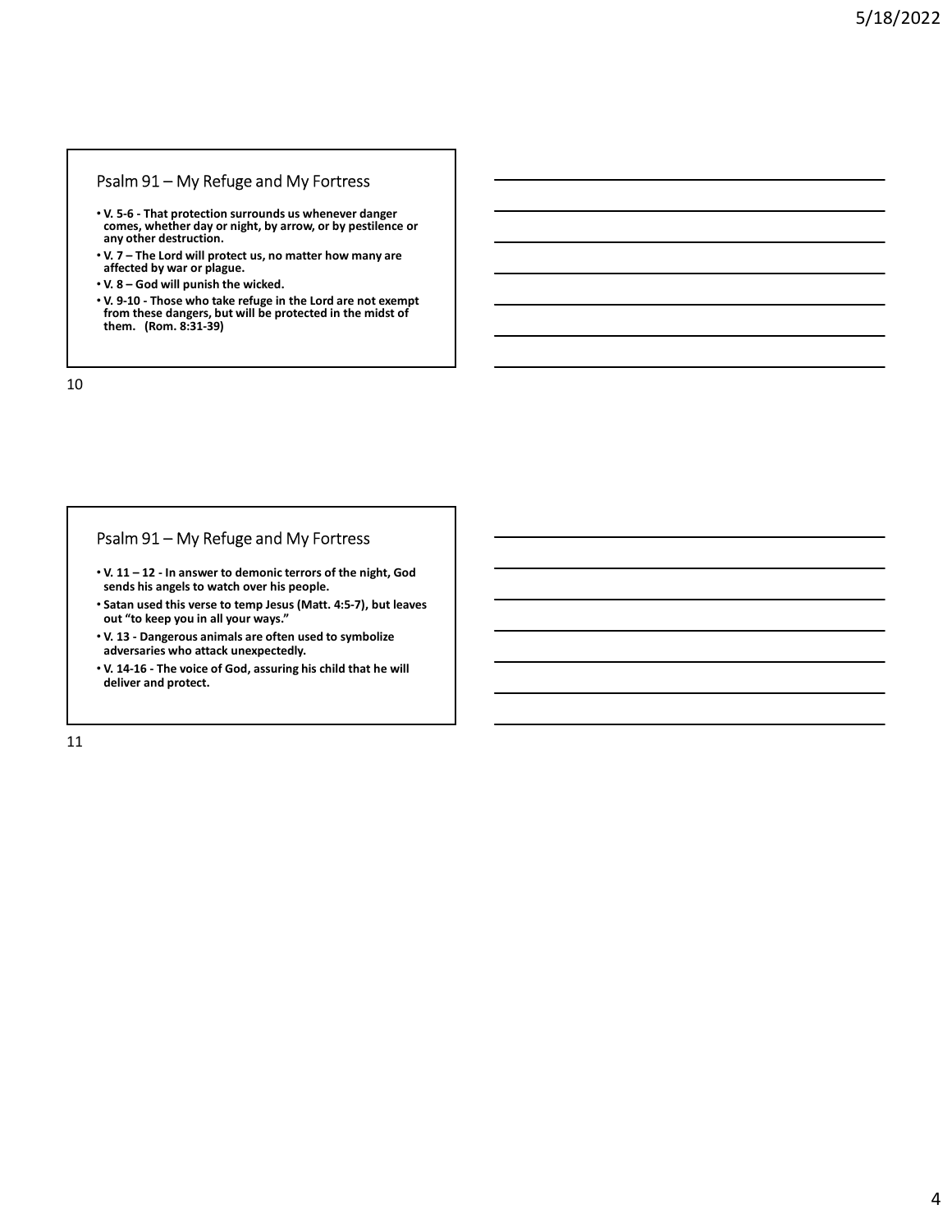## Psalm 91 – My Refuge and My Fortress

- **V. 5-6 - That protection surrounds us whenever danger comes, whether day or night, by arrow, or by pestilence or any other destruction.**
- **V. 7 – The Lord will protect us, no matter how many are affected by war or plague.**
- **V. 8 – God will punish the wicked.**
- **V. 9-10 - Those who take refuge in the Lord are not exempt from these dangers, but will be protected in the midst of them. (Rom. 8:31-39)**

## Psalm 91 – My Refuge and My Fortress

- **V. 11 – 12 - In answer to demonic terrors of the night, God sends his angels to watch over his people.**
- **Satan used this verse to temp Jesus (Matt. 4:5-7), but leaves out "to keep you in all your ways."**
- **V. 13 - Dangerous animals are often used to symbolize adversaries who attack unexpectedly.**
- **V. 14-16 - The voice of God, assuring his child that he will deliver and protect.**